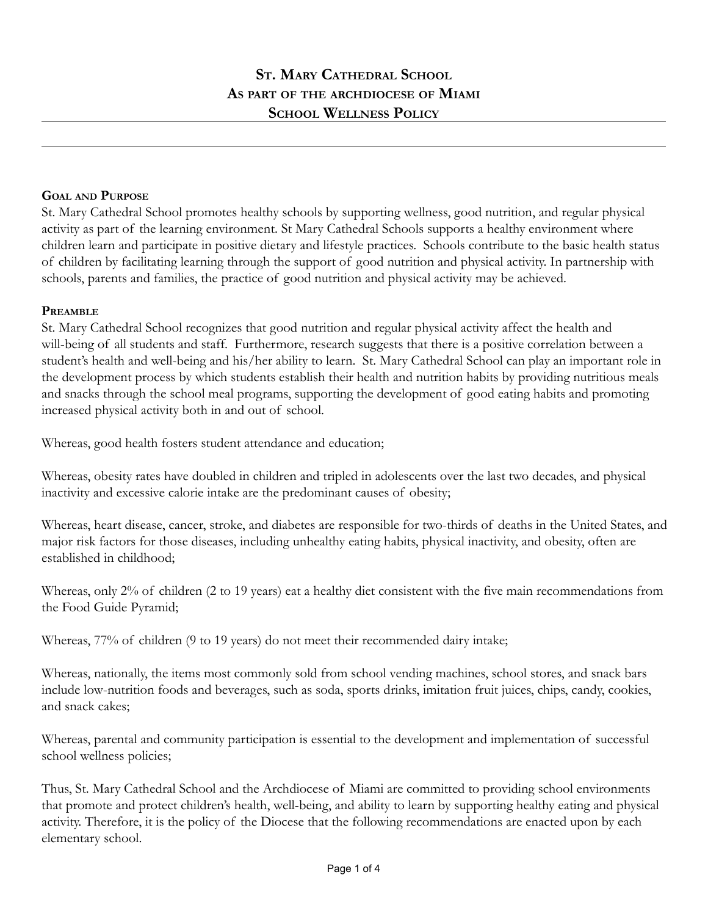# St. Mary Cathedral School
# As part of the archdiocese of Miami
# School Wellness Policy

---

## Goal and Purpose

St. Mary Cathedral School promotes healthy schools by supporting wellness, good nutrition, and regular physical activity as part of the learning environment. St Mary Cathedral Schools supports a healthy environment where children learn and participate in positive dietary and lifestyle practices. Schools contribute to the basic health status of children by facilitating learning through the support of good nutrition and physical activity. In partnership with schools, parents and families, the practice of good nutrition and physical activity may be achieved.

## Preamble

St. Mary Cathedral School recognizes that good nutrition and regular physical activity affect the health and will-being of all students and staff. Furthermore, research suggests that there is a positive correlation between a student's health and well-being and his/her ability to learn. St. Mary Cathedral School can play an important role in the development process by which students establish their health and nutrition habits by providing nutritious meals and snacks through the school meal programs, supporting the development of good eating habits and promoting increased physical activity both in and out of school.

Whereas, good health fosters student attendance and education;

Whereas, obesity rates have doubled in children and tripled in adolescents over the last two decades, and physical inactivity and excessive calorie intake are the predominant causes of obesity;

Whereas, heart disease, cancer, stroke, and diabetes are responsible for two-thirds of deaths in the United States, and major risk factors for those diseases, including unhealthy eating habits, physical inactivity, and obesity, often are established in childhood;

Whereas, only 2% of children (2 to 19 years) eat a healthy diet consistent with the five main recommendations from the Food Guide Pyramid;

Whereas, 77% of children (9 to 19 years) do not meet their recommended dairy intake;

Whereas, nationally, the items most commonly sold from school vending machines, school stores, and snack bars include low-nutrition foods and beverages, such as soda, sports drinks, imitation fruit juices, chips, candy, cookies, and snack cakes;

Whereas, parental and community participation is essential to the development and implementation of successful school wellness policies;

Thus, St. Mary Cathedral School and the Archdiocese of Miami are committed to providing school environments that promote and protect children's health, well-being, and ability to learn by supporting healthy eating and physical activity. Therefore, it is the policy of the Diocese that the following recommendations are enacted upon by each elementary school.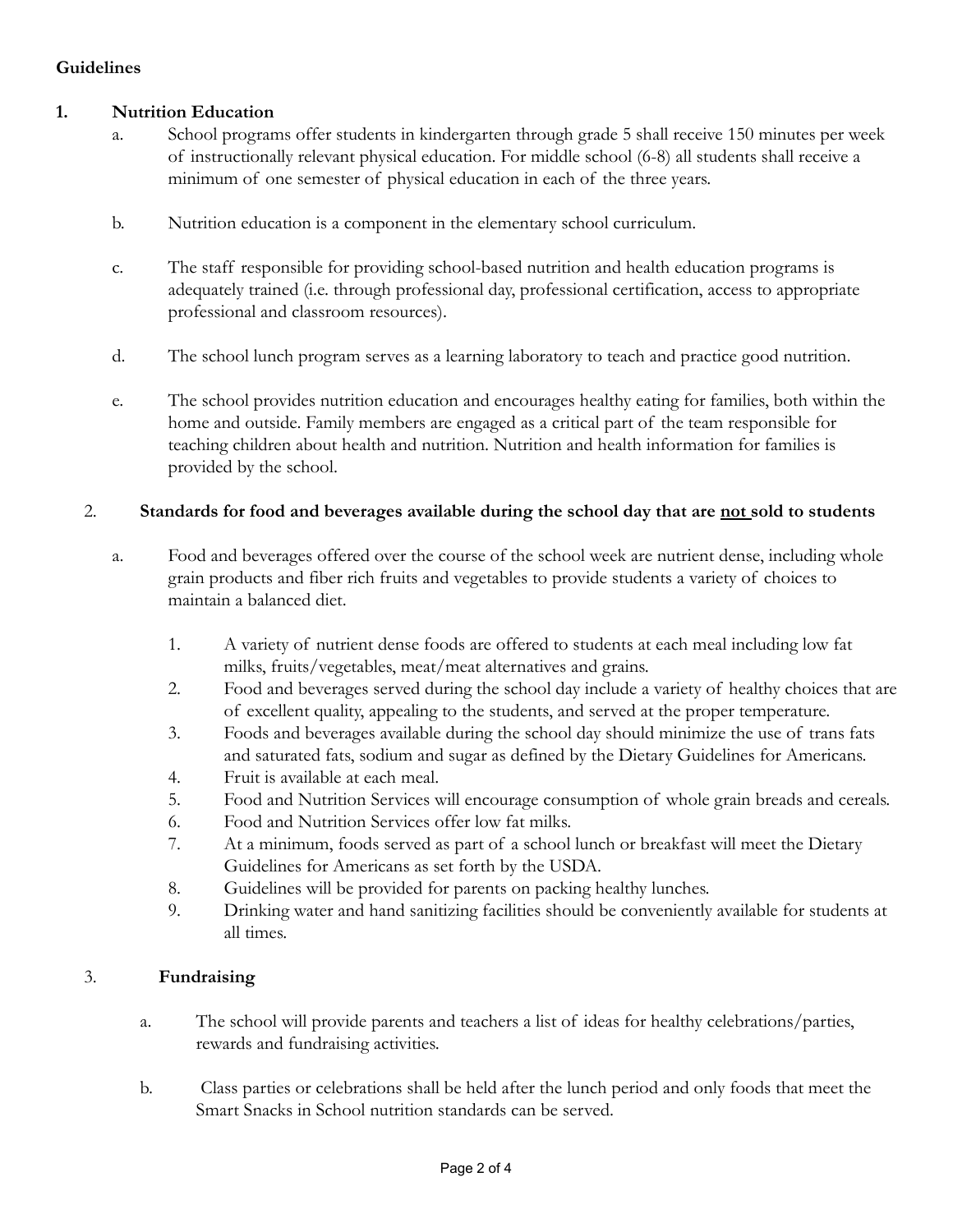**Guidelines**

1. **Nutrition Education**

   a. School programs offer students in kindergarten through grade 5 shall receive 150 minutes per week of instructionally relevant physical education. For middle school (6-8) all students shall receive a minimum of one semester of physical education in each of the three years.

   b. Nutrition education is a component in the elementary school curriculum.

   c. The staff responsible for providing school-based nutrition and health education programs is adequately trained (i.e. through professional day, professional certification, access to appropriate professional and classroom resources).

   d. The school lunch program serves as a learning laboratory to teach and practice good nutrition.

   e. The school provides nutrition education and encourages healthy eating for families, both within the home and outside. Family members are engaged as a critical part of the team responsible for teaching children about health and nutrition. Nutrition and health information for families is provided by the school.

2. **Standards for food and beverages available during the school day that are <u>not</u> sold to students**

   a. Food and beverages offered over the course of the school week are nutrient dense, including whole grain products and fiber rich fruits and vegetables to provide students a variety of choices to maintain a balanced diet.

      1. A variety of nutrient dense foods are offered to students at each meal including low fat milks, fruits/vegetables, meat/meat alternatives and grains.
      2. Food and beverages served during the school day include a variety of healthy choices that are of excellent quality, appealing to the students, and served at the proper temperature.
      3. Foods and beverages available during the school day should minimize the use of trans fats and saturated fats, sodium and sugar as defined by the Dietary Guidelines for Americans.
      4. Fruit is available at each meal.
      5. Food and Nutrition Services will encourage consumption of whole grain breads and cereals.
      6. Food and Nutrition Services offer low fat milks.
      7. At a minimum, foods served as part of a school lunch or breakfast will meet the Dietary Guidelines for Americans as set forth by the USDA.
      8. Guidelines will be provided for parents on packing healthy lunches.
      9. Drinking water and hand sanitizing facilities should be conveniently available for students at all times.

3. **Fundraising**

   a. The school will provide parents and teachers a list of ideas for healthy celebrations/parties, rewards and fundraising activities.

   b. Class parties or celebrations shall be held after the lunch period and only foods that meet the Smart Snacks in School nutrition standards can be served.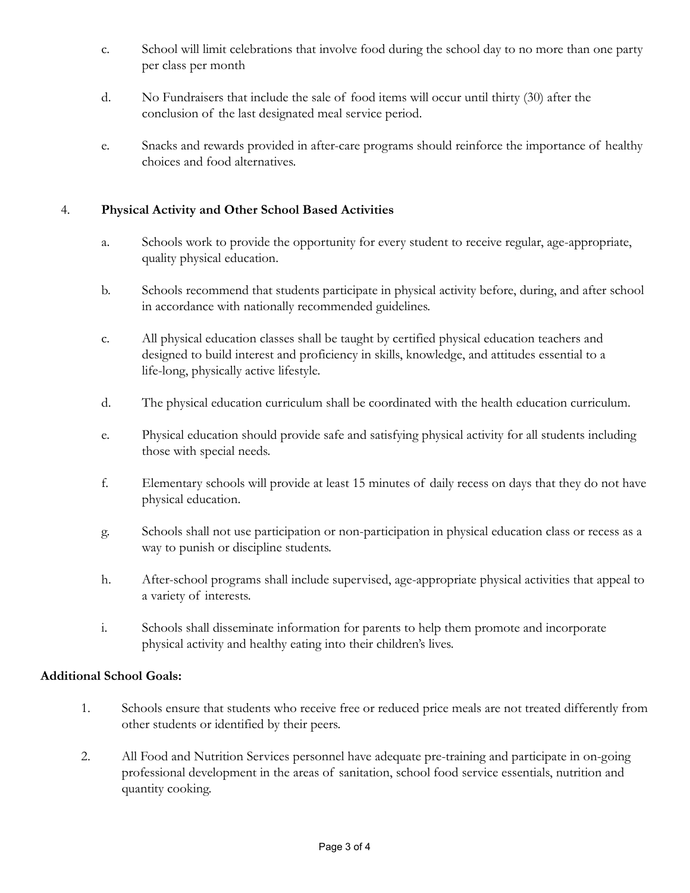c. School will limit celebrations that involve food during the school day to no more than one party per class per month

d. No Fundraisers that include the sale of food items will occur until thirty (30) after the conclusion of the last designated meal service period.

e. Snacks and rewards provided in after-care programs should reinforce the importance of healthy choices and food alternatives.

4. **Physical Activity and Other School Based Activities**

   a. Schools work to provide the opportunity for every student to receive regular, age-appropriate, quality physical education.

   b. Schools recommend that students participate in physical activity before, during, and after school in accordance with nationally recommended guidelines.

   c. All physical education classes shall be taught by certified physical education teachers and designed to build interest and proficiency in skills, knowledge, and attitudes essential to a life-long, physically active lifestyle.

   d. The physical education curriculum shall be coordinated with the health education curriculum.

   e. Physical education should provide safe and satisfying physical activity for all students including those with special needs.

   f. Elementary schools will provide at least 15 minutes of daily recess on days that they do not have physical education.

   g. Schools shall not use participation or non-participation in physical education class or recess as a way to punish or discipline students.

   h. After-school programs shall include supervised, age-appropriate physical activities that appeal to a variety of interests.

   i. Schools shall disseminate information for parents to help them promote and incorporate physical activity and healthy eating into their children's lives.

**Additional School Goals:**

1. Schools ensure that students who receive free or reduced price meals are not treated differently from other students or identified by their peers.

2. All Food and Nutrition Services personnel have adequate pre-training and participate in on-going professional development in the areas of sanitation, school food service essentials, nutrition and quantity cooking.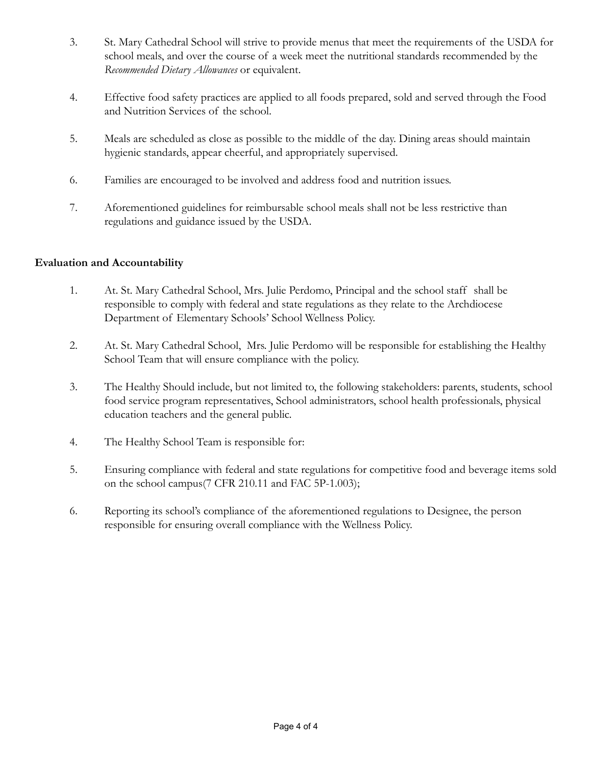3. St. Mary Cathedral School will strive to provide menus that meet the requirements of the USDA for school meals, and over the course of a week meet the nutritional standards recommended by the *Recommended Dietary Allowances* or equivalent.

4. Effective food safety practices are applied to all foods prepared, sold and served through the Food and Nutrition Services of the school.

5. Meals are scheduled as close as possible to the middle of the day. Dining areas should maintain hygienic standards, appear cheerful, and appropriately supervised.

6. Families are encouraged to be involved and address food and nutrition issues.

7. Aforementioned guidelines for reimbursable school meals shall not be less restrictive than regulations and guidance issued by the USDA.

**Evaluation and Accountability**

1. At. St. Mary Cathedral School, Mrs. Julie Perdomo, Principal and the school staff shall be responsible to comply with federal and state regulations as they relate to the Archdiocese Department of Elementary Schools' School Wellness Policy.

2. At. St. Mary Cathedral School, Mrs. Julie Perdomo will be responsible for establishing the Healthy School Team that will ensure compliance with the policy.

3. The Healthy Should include, but not limited to, the following stakeholders: parents, students, school food service program representatives, School administrators, school health professionals, physical education teachers and the general public.

4. The Healthy School Team is responsible for:

5. Ensuring compliance with federal and state regulations for competitive food and beverage items sold on the school campus(7 CFR 210.11 and FAC 5P-1.003);

6. Reporting its school's compliance of the aforementioned regulations to Designee, the person responsible for ensuring overall compliance with the Wellness Policy.